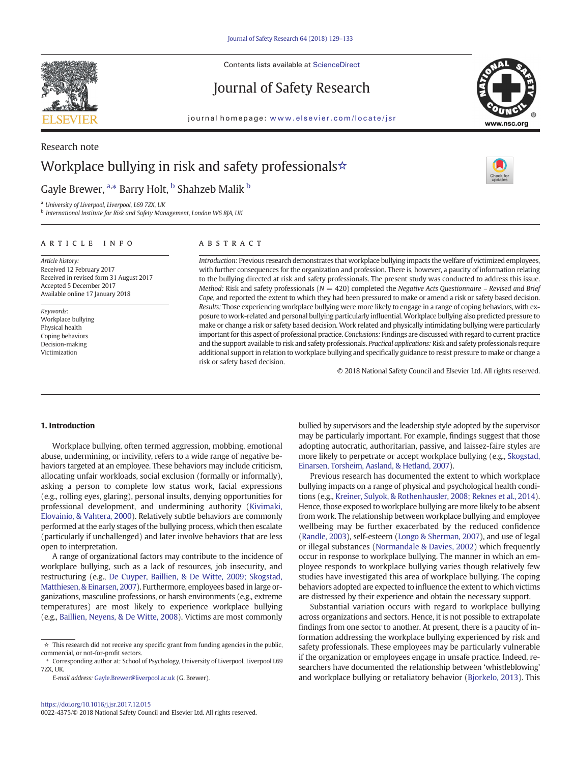Contents lists available at ScienceDirect

# Journal of Safety Research

journal homepage: www.elsevier.com/locate/jsr

Research note

# Workplace bullying in risk and safety professionals☆

Gayle Brewer,[a,]* Barry Holt,[b] Shahzeb Malik[b]

[a] University of Liverpool, Liverpool, L69 7ZX, UK
[b] International Institute for Risk and Safety Management, London W6 8JA, UK

**ARTICLE INFO**

*Article history:*
Received 12 February 2017
Received in revised form 31 August 2017
Accepted 5 December 2017
Available online 17 January 2018

*Keywords:*
Workplace bullying
Physical health
Coping behaviors
Decision-making
Victimization

**ABSTRACT**

*Introduction:* Previous research demonstrates that workplace bullying impacts the welfare of victimized employees, with further consequences for the organization and profession. There is, however, a paucity of information relating to the bullying directed at risk and safety professionals. The present study was conducted to address this issue. *Method:* Risk and safety professionals ($N = 420$) completed the *Negative Acts Questionnaire – Revised and Brief Cope*, and reported the extent to which they had been pressured to make or amend a risk or safety based decision. *Results:* Those experiencing workplace bullying were more likely to engage in a range of coping behaviors, with exposure to work-related and personal bullying particularly influential. Workplace bullying also predicted pressure to make or change a risk or safety based decision. Work related and physically intimidating bullying were particularly important for this aspect of professional practice. *Conclusions:* Findings are discussed with regard to current practice and the support available to risk and safety professionals. *Practical applications:* Risk and safety professionals require additional support in relation to workplace bullying and specifically guidance to resist pressure to make or change a risk or safety based decision.

© 2018 National Safety Council and Elsevier Ltd. All rights reserved.

## 1. Introduction

Workplace bullying, often termed aggression, mobbing, emotional abuse, undermining, or incivility, refers to a wide range of negative behaviors targeted at an employee. These behaviors may include criticism, allocating unfair workloads, social exclusion (formally or informally), asking a person to complete low status work, facial expressions (e.g., rolling eyes, glaring), personal insults, denying opportunities for professional development, and undermining authority (Kivimaki, Elovainio, & Vahtera, 2000). Relatively subtle behaviors are commonly performed at the early stages of the bullying process, which then escalate (particularly if unchallenged) and later involve behaviors that are less open to interpretation.

A range of organizational factors may contribute to the incidence of workplace bullying, such as a lack of resources, job insecurity, and restructuring (e.g., De Cuyper, Baillien, & De Witte, 2009; Skogstad, Matthiesen, & Einarsen, 2007). Furthermore, employees based in large organizations, masculine professions, or harsh environments (e.g., extreme temperatures) are most likely to experience workplace bullying (e.g., Baillien, Neyens, & De Witte, 2008). Victims are most commonly bullied by supervisors and the leadership style adopted by the supervisor may be particularly important. For example, findings suggest that those adopting autocratic, authoritarian, passive, and laissez-faire styles are more likely to perpetrate or accept workplace bullying (e.g., Skogstad, Einarsen, Torsheim, Aasland, & Hetland, 2007).

Previous research has documented the extent to which workplace bullying impacts on a range of physical and psychological health conditions (e.g., Kreiner, Sulyok, & Rothenhausler, 2008; Reknes et al., 2014). Hence, those exposed to workplace bullying are more likely to be absent from work. The relationship between workplace bullying and employee wellbeing may be further exacerbated by the reduced confidence (Randle, 2003), self-esteem (Longo & Sherman, 2007), and use of legal or illegal substances (Normandale & Davies, 2002) which frequently occur in response to workplace bullying. The manner in which an employee responds to workplace bullying varies though relatively few studies have investigated this area of workplace bullying. The coping behaviors adopted are expected to influence the extent to which victims are distressed by their experience and obtain the necessary support.

Substantial variation occurs with regard to workplace bullying across organizations and sectors. Hence, it is not possible to extrapolate findings from one sector to another. At present, there is a paucity of information addressing the workplace bullying experienced by risk and safety professionals. These employees may be particularly vulnerable if the organization or employees engage in unsafe practice. Indeed, researchers have documented the relationship between 'whistleblowing' and workplace bullying or retaliatory behavior (Bjorkelo, 2013). This

☆ This research did not receive any specific grant from funding agencies in the public, commercial, or not-for-profit sectors.
* Corresponding author at: School of Psychology, University of Liverpool, Liverpool L69 7ZX, UK.
*E-mail address:* Gayle.Brewer@liverpool.ac.uk (G. Brewer).

https://doi.org/10.1016/j.jsr.2017.12.015
0022-4375/© 2018 National Safety Council and Elsevier Ltd. All rights reserved.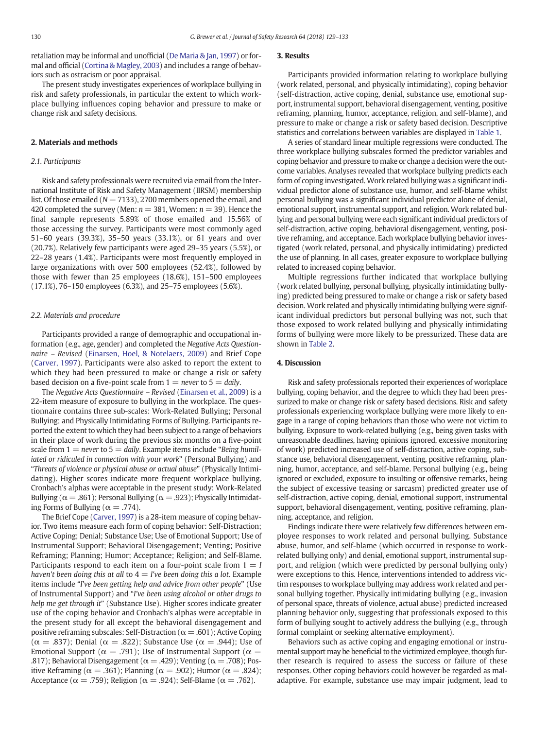retaliation may be informal and unofficial (De Maria & Jan, 1997) or formal and official (Cortina & Magley, 2003) and includes a range of behaviors such as ostracism or poor appraisal.

The present study investigates experiences of workplace bullying in risk and safety professionals, in particular the extent to which workplace bullying influences coping behavior and pressure to make or change risk and safety decisions.

## 2. Materials and methods

### 2.1. Participants

Risk and safety professionals were recruited via email from the International Institute of Risk and Safety Management (IIRSM) membership list. Of those emailed ($N = 7133$), 2700 members opened the email, and 420 completed the survey (Men: $n = 381$, Women: $n = 39$). Hence the final sample represents 5.89% of those emailed and 15.56% of those accessing the survey. Participants were most commonly aged 51–60 years (39.3%), 35–50 years (33.1%), or 61 years and over (20.7%). Relatively few participants were aged 29–35 years (5.5%), or 22–28 years (1.4%). Participants were most frequently employed in large organizations with over 500 employees (52.4%), followed by those with fewer than 25 employees (18.6%), 151–500 employees (17.1%), 76–150 employees (6.3%), and 25–75 employees (5.6%).

### 2.2. Materials and procedure

Participants provided a range of demographic and occupational information (e.g., age, gender) and completed the *Negative Acts Questionnaire – Revised* (Einarsen, Hoel, & Notelaers, 2009) and Brief Cope (Carver, 1997). Participants were also asked to report the extent to which they had been pressured to make or change a risk or safety based decision on a five-point scale from 1 = *never* to 5 = *daily*.

The *Negative Acts Questionnaire – Revised* (Einarsen et al., 2009) is a 22-item measure of exposure to bullying in the workplace. The questionnaire contains three sub-scales: Work-Related Bullying; Personal Bullying; and Physically Intimidating Forms of Bullying. Participants reported the extent to which they had been subject to a range of behaviors in their place of work during the previous six months on a five-point scale from 1 = *never* to 5 = *daily*. Example items include "*Being humiliated or ridiculed in connection with your work*" (Personal Bullying) and "*Threats of violence or physical abuse or actual abuse*" (Physically Intimidating). Higher scores indicate more frequent workplace bullying. Cronbach's alphas were acceptable in the present study: Work-Related Bullying ($\alpha = .861$); Personal Bullying ($\alpha = .923$); Physically Intimidating Forms of Bullying ($\alpha = .774$).

The Brief Cope (Carver, 1997) is a 28-item measure of coping behavior. Two items measure each form of coping behavior: Self-Distraction; Active Coping; Denial; Substance Use; Use of Emotional Support; Use of Instrumental Support; Behavioral Disengagement; Venting; Positive Reframing; Planning; Humor; Acceptance; Religion; and Self-Blame. Participants respond to each item on a four-point scale from 1 = *I haven't been doing this at all* to 4 = *I've been doing this a lot*. Example items include "*I've been getting help and advice from other people*" (Use of Instrumental Support) and "*I've been using alcohol or other drugs to help me get through it*" (Substance Use). Higher scores indicate greater use of the coping behavior and Cronbach's alphas were acceptable in the present study for all except the behavioral disengagement and positive reframing subscales: Self-Distraction ($\alpha = .601$); Active Coping ($\alpha = .837$); Denial ($\alpha = .822$); Substance Use ($\alpha = .944$); Use of Emotional Support ($\alpha = .791$); Use of Instrumental Support ($\alpha = .817$); Behavioral Disengagement ($\alpha = .429$); Venting ($\alpha = .708$); Positive Reframing ($\alpha = .361$); Planning ($\alpha = .902$); Humor ($\alpha = .824$); Acceptance ($\alpha = .759$); Religion ($\alpha = .924$); Self-Blame ($\alpha = .762$).

## 3. Results

Participants provided information relating to workplace bullying (work related, personal, and physically intimidating), coping behavior (self-distraction, active coping, denial, substance use, emotional support, instrumental support, behavioral disengagement, venting, positive reframing, planning, humor, acceptance, religion, and self-blame), and pressure to make or change a risk or safety based decision. Descriptive statistics and correlations between variables are displayed in Table 1.

A series of standard linear multiple regressions were conducted. The three workplace bullying subscales formed the predictor variables and coping behavior and pressure to make or change a decision were the outcome variables. Analyses revealed that workplace bullying predicts each form of coping investigated. Work related bullying was a significant individual predictor alone of substance use, humor, and self-blame whilst personal bullying was a significant individual predictor alone of denial, emotional support, instrumental support, and religion. Work related bullying and personal bullying were each significant individual predictors of self-distraction, active coping, behavioral disengagement, venting, positive reframing, and acceptance. Each workplace bullying behavior investigated (work related, personal, and physically intimidating) predicted the use of planning. In all cases, greater exposure to workplace bullying related to increased coping behavior.

Multiple regressions further indicated that workplace bullying (work related bullying, personal bullying, physically intimidating bullying) predicted being pressured to make or change a risk or safety based decision. Work related and physically intimidating bullying were significant individual predictors but personal bullying was not, such that those exposed to work related bullying and physically intimidating forms of bullying were more likely to be pressurized. These data are shown in Table 2.

## 4. Discussion

Risk and safety professionals reported their experiences of workplace bullying, coping behavior, and the degree to which they had been pressurized to make or change risk or safety based decisions. Risk and safety professionals experiencing workplace bullying were more likely to engage in a range of coping behaviors than those who were not victim to bullying. Exposure to work-related bullying (e.g., being given tasks with unreasonable deadlines, having opinions ignored, excessive monitoring of work) predicted increased use of self-distraction, active coping, substance use, behavioral disengagement, venting, positive reframing, planning, humor, acceptance, and self-blame. Personal bullying (e.g., being ignored or excluded, exposure to insulting or offensive remarks, being the subject of excessive teasing or sarcasm) predicted greater use of self-distraction, active coping, denial, emotional support, instrumental support, behavioral disengagement, venting, positive reframing, planning, acceptance, and religion.

Findings indicate there were relatively few differences between employee responses to work related and personal bullying. Substance abuse, humor, and self-blame (which occurred in response to work-related bullying only) and denial, emotional support, instrumental support, and religion (which were predicted by personal bullying only) were exceptions to this. Hence, interventions intended to address victim responses to workplace bullying may address work related and personal bullying together. Physically intimidating bullying (e.g., invasion of personal space, threats of violence, actual abuse) predicted increased planning behavior only, suggesting that professionals exposed to this form of bullying sought to actively address the bullying (e.g., through formal complaint or seeking alternative employment).

Behaviors such as active coping and engaging emotional or instrumental support may be beneficial to the victimized employee, though further research is required to assess the success or failure of these responses. Other coping behaviors could however be regarded as maladaptive. For example, substance use may impair judgment, lead to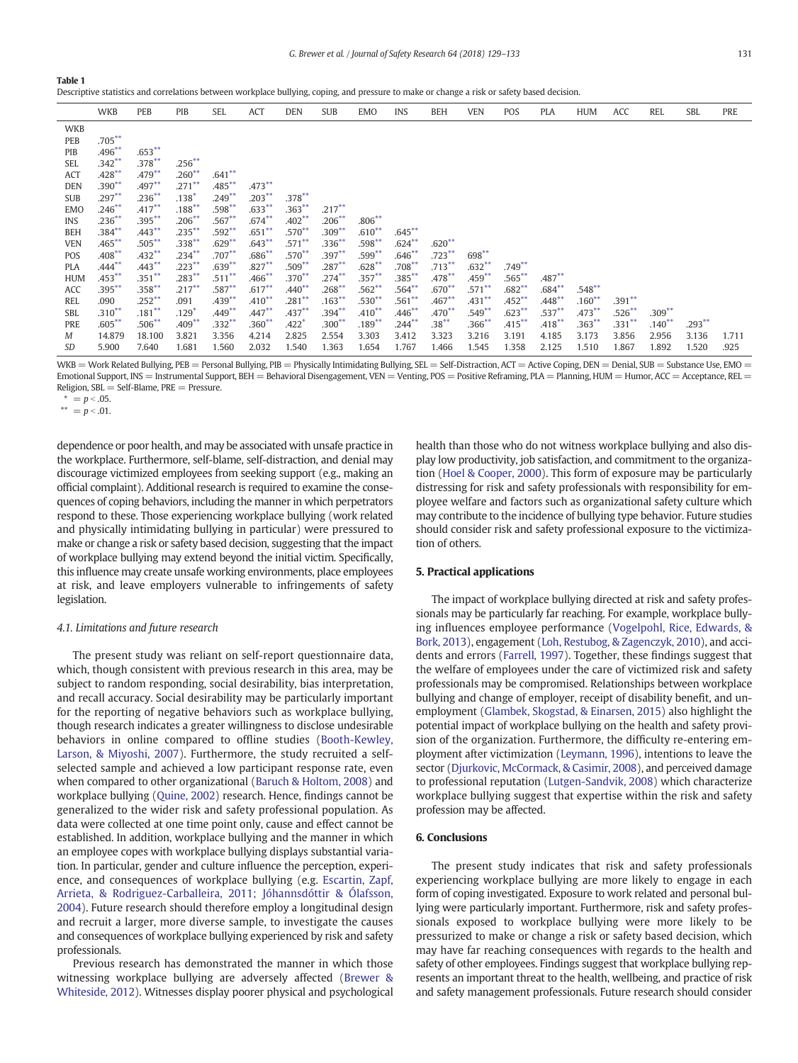**Table 1**
Descriptive statistics and correlations between workplace bullying, coping, and pressure to make or change a risk or safety based decision.

| | WKB | PEB | PIB | SEL | ACT | DEN | SUB | EMO | INS | BEH | VEN | POS | PLA | HUM | ACC | REL | SBL | PRE |
|---|---|---|---|---|---|---|---|---|---|---|---|---|---|---|---|---|---|---|
| WKB | | | | | | | | | | | | | | | | | | |
| PEB | .705** | | | | | | | | | | | | | | | | | |
| PIB | .496** | .653** | | | | | | | | | | | | | | | | |
| SEL | .342** | .378** | .256** | | | | | | | | | | | | | | | |
| ACT | .428** | .479** | .260** | .641** | | | | | | | | | | | | | | |
| DEN | .390** | .497** | .271** | .485** | .473** | | | | | | | | | | | | | |
| SUB | .297** | .236** | .138* | .249** | .203** | .378** | | | | | | | | | | | | |
| EMO | .246** | .417** | .188** | .598** | .633** | .363** | .217** | | | | | | | | | | | |
| INS | .236** | .395** | .206** | .567** | .674** | .402** | .206** | .806** | | | | | | | | | | |
| BEH | .384** | .443** | .235** | .592** | .651** | .570** | .309** | .610** | .645** | | | | | | | | | |
| VEN | .465** | .505** | .338** | .629** | .643** | .571** | .336** | .598** | .624** | .620** | | | | | | | | |
| POS | .408** | .432** | .234** | .707** | .686** | .570** | .397** | .599** | .646** | .723** | 698** | | | | | | | |
| PLA | .444** | .443** | .223** | .639** | .827** | .509** | .287** | .628** | .708** | .713** | .632** | .749** | | | | | | |
| HUM | .453** | .351** | .283** | .511** | .466** | .370** | .274** | .357** | .385** | .478** | .459** | .565** | .487** | | | | | |
| ACC | .395** | .358** | .217** | .587** | .617** | .440** | .268** | .562** | .564** | .670** | .571** | .682** | .684** | .548** | | | | |
| REL | .090 | .252** | .091 | .439** | .410** | .281** | .163** | .530** | .561** | .467** | .431** | .452** | .448** | .160** | .391** | | | |
| SBL | .310** | .181** | .129* | .449** | .447** | .437** | .394** | .410** | .446** | .470** | .549** | .623** | .537** | .473** | .526** | .309** | | |
| PRE | .605** | .506** | .409** | .332** | .360** | .422* | .300** | .189** | .244** | .38** | .366** | .415** | .418** | .363** | .331** | .140** | .293** | |
| *M* | 14.879 | 18.100 | 3.821 | 3.356 | 4.214 | 2.825 | 2.554 | 3.303 | 3.412 | 3.323 | 3.216 | 3.191 | 4.185 | 3.173 | 3.856 | 2.956 | 3.136 | 1.711 |
| *SD* | 5.900 | 7.640 | 1.681 | 1.560 | 2.032 | 1.540 | 1.363 | 1.654 | 1.767 | 1.466 | 1.545 | 1.358 | 2.125 | 1.510 | 1.867 | 1.892 | 1.520 | .925 |

WKB = Work Related Bullying, PEB = Personal Bullying, PIB = Physically Intimidating Bullying, SEL = Self-Distraction, ACT = Active Coping, DEN = Denial, SUB = Substance Use, EMO = Emotional Support, INS = Instrumental Support, BEH = Behavioral Disengagement, VEN = Venting, POS = Positive Reframing, PLA = Planning, HUM = Humor, ACC = Acceptance, REL = Religion, SBL = Self-Blame, PRE = Pressure.

\* = $p < .05$.

\*\* = $p < .01$.

dependence or poor health, and may be associated with unsafe practice in the workplace. Furthermore, self-blame, self-distraction, and denial may discourage victimized employees from seeking support (e.g., making an official complaint). Additional research is required to examine the consequences of coping behaviors, including the manner in which perpetrators respond to these. Those experiencing workplace bullying (work related and physically intimidating bullying in particular) were pressured to make or change a risk or safety based decision, suggesting that the impact of workplace bullying may extend beyond the initial victim. Specifically, this influence may create unsafe working environments, place employees at risk, and leave employers vulnerable to infringements of safety legislation.

### 4.1. Limitations and future research

The present study was reliant on self-report questionnaire data, which, though consistent with previous research in this area, may be subject to random responding, social desirability, bias interpretation, and recall accuracy. Social desirability may be particularly important for the reporting of negative behaviors such as workplace bullying, though research indicates a greater willingness to disclose undesirable behaviors in online compared to offline studies (Booth-Kewley, Larson, & Miyoshi, 2007). Furthermore, the study recruited a self-selected sample and achieved a low participant response rate, even when compared to other organizational (Baruch & Holtom, 2008) and workplace bullying (Quine, 2002) research. Hence, findings cannot be generalized to the wider risk and safety professional population. As data were collected at one time point only, cause and effect cannot be established. In addition, workplace bullying and the manner in which an employee copes with workplace bullying displays substantial variation. In particular, gender and culture influence the perception, experience, and consequences of workplace bullying (e.g. Escartin, Zapf, Arrieta, & Rodriguez-Carballeira, 2011; Jóhannsdóttir & Ólafsson, 2004). Future research should therefore employ a longitudinal design and recruit a larger, more diverse sample, to investigate the causes and consequences of workplace bullying experienced by risk and safety professionals.

Previous research has demonstrated the manner in which those witnessing workplace bullying are adversely affected (Brewer & Whiteside, 2012). Witnesses display poorer physical and psychological health than those who do not witness workplace bullying and also display low productivity, job satisfaction, and commitment to the organization (Hoel & Cooper, 2000). This form of exposure may be particularly distressing for risk and safety professionals with responsibility for employee welfare and factors such as organizational safety culture which may contribute to the incidence of bullying type behavior. Future studies should consider risk and safety professional exposure to the victimization of others.

## 5. Practical applications

The impact of workplace bullying directed at risk and safety professionals may be particularly far reaching. For example, workplace bullying influences employee performance (Vogelpohl, Rice, Edwards, & Bork, 2013), engagement (Loh, Restubog, & Zagenczyk, 2010), and accidents and errors (Farrell, 1997). Together, these findings suggest that the welfare of employees under the care of victimized risk and safety professionals may be compromised. Relationships between workplace bullying and change of employer, receipt of disability benefit, and unemployment (Glambek, Skogstad, & Einarsen, 2015) also highlight the potential impact of workplace bullying on the health and safety provision of the organization. Furthermore, the difficulty re-entering employment after victimization (Leymann, 1996), intentions to leave the sector (Djurkovic, McCormack, & Casimir, 2008), and perceived damage to professional reputation (Lutgen-Sandvik, 2008) which characterize workplace bullying suggest that expertise within the risk and safety profession may be affected.

## 6. Conclusions

The present study indicates that risk and safety professionals experiencing workplace bullying are more likely to engage in each form of coping investigated. Exposure to work related and personal bullying were particularly important. Furthermore, risk and safety professionals exposed to workplace bullying were more likely to be pressurized to make or change a risk or safety based decision, which may have far reaching consequences with regards to the health and safety of other employees. Findings suggest that workplace bullying represents an important threat to the health, wellbeing, and practice of risk and safety management professionals. Future research should consider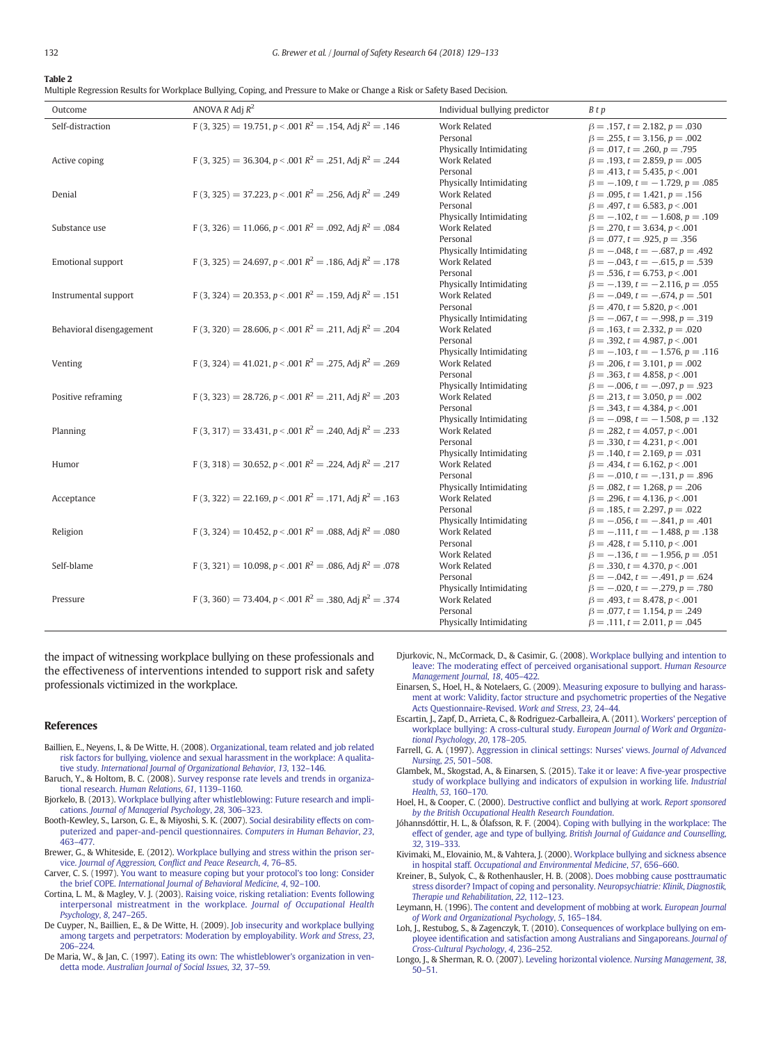**Table 2**
Multiple Regression Results for Workplace Bullying, Coping, and Pressure to Make or Change a Risk or Safety Based Decision.

| Outcome | ANOVA *R* Adj $R^2$ | Individual bullying predictor | *B t p* |
|---|---|---|---|
| Self-distraction | F (3, 325) = 19.751, $p < .001$ $R^2 = .154$, Adj $R^2 = .146$ | Work Related | $\beta = .157$, $t = 2.182$, $p = .030$ |
| | | Personal | $\beta = .255$, $t = 3.156$, $p = .002$ |
| | | Physically Intimidating | $\beta = .017$, $t = .260$, $p = .795$ |
| Active coping | F (3, 325) = 36.304, $p < .001$ $R^2 = .251$, Adj $R^2 = .244$ | Work Related | $\beta = .193$, $t = 2.859$, $p = .005$ |
| | | Personal | $\beta = .413$, $t = 5.435$, $p < .001$ |
| | | Physically Intimidating | $\beta = -.109$, $t = -1.729$, $p = .085$ |
| Denial | F (3, 325) = 37.223, $p < .001$ $R^2 = .256$, Adj $R^2 = .249$ | Work Related | $\beta = .095$, $t = 1.421$, $p = .156$ |
| | | Personal | $\beta = .497$, $t = 6.583$, $p < .001$ |
| | | Physically Intimidating | $\beta = -.102$, $t = -1.608$, $p = .109$ |
| Substance use | F (3, 326) = 11.066, $p < .001$ $R^2 = .092$, Adj $R^2 = .084$ | Work Related | $\beta = .270$, $t = 3.634$, $p < .001$ |
| | | Personal | $\beta = .077$, $t = .925$, $p = .356$ |
| | | Physically Intimidating | $\beta = -.048$, $t = -.687$, $p = .492$ |
| Emotional support | F (3, 325) = 24.697, $p < .001$ $R^2 = .186$, Adj $R^2 = .178$ | Work Related | $\beta = -.043$, $t = -.615$, $p = .539$ |
| | | Personal | $\beta = .536$, $t = 6.753$, $p < .001$ |
| | | Physically Intimidating | $\beta = -.139$, $t = -2.116$, $p = .055$ |
| Instrumental support | F (3, 324) = 20.353, $p < .001$ $R^2 = .159$, Adj $R^2 = .151$ | Work Related | $\beta = -.049$, $t = -.674$, $p = .501$ |
| | | Personal | $\beta = .470$, $t = 5.820$, $p < .001$ |
| | | Physically Intimidating | $\beta = -.067$, $t = -.998$, $p = .319$ |
| Behavioral disengagement | F (3, 320) = 28.606, $p < .001$ $R^2 = .211$, Adj $R^2 = .204$ | Work Related | $\beta = .163$, $t = 2.332$, $p = .020$ |
| | | Personal | $\beta = .392$, $t = 4.987$, $p < .001$ |
| | | Physically Intimidating | $\beta = -.103$, $t = -1.576$, $p = .116$ |
| Venting | F (3, 324) = 41.021, $p < .001$ $R^2 = .275$, Adj $R^2 = .269$ | Work Related | $\beta = .206$, $t = 3.101$, $p = .002$ |
| | | Personal | $\beta = .363$, $t = 4.858$, $p < .001$ |
| | | Physically Intimidating | $\beta = -.006$, $t = -.097$, $p = .923$ |
| Positive reframing | F (3, 323) = 28.726, $p < .001$ $R^2 = .211$, Adj $R^2 = .203$ | Work Related | $\beta = .213$, $t = 3.050$, $p = .002$ |
| | | Personal | $\beta = .343$, $t = 4.384$, $p < .001$ |
| | | Physically Intimidating | $\beta = -.098$, $t = -1.508$, $p = .132$ |
| Planning | F (3, 317) = 33.431, $p < .001$ $R^2 = .240$, Adj $R^2 = .233$ | Work Related | $\beta = .282$, $t = 4.057$, $p < .001$ |
| | | Personal | $\beta = .330$, $t = 4.231$, $p < .001$ |
| | | Physically Intimidating | $\beta = .140$, $t = 2.169$, $p = .031$ |
| Humor | F (3, 318) = 30.652, $p < .001$ $R^2 = .224$, Adj $R^2 = .217$ | Work Related | $\beta = .434$, $t = 6.162$, $p < .001$ |
| | | Personal | $\beta = -.010$, $t = -.131$, $p = .896$ |
| | | Physically Intimidating | $\beta = .082$, $t = 1.268$, $p = .206$ |
| Acceptance | F (3, 322) = 22.169, $p < .001$ $R^2 = .171$, Adj $R^2 = .163$ | Work Related | $\beta = .296$, $t = 4.136$, $p < .001$ |
| | | Personal | $\beta = .185$, $t = 2.297$, $p = .022$ |
| | | Physically Intimidating | $\beta = -.056$, $t = -.841$, $p = .401$ |
| Religion | F (3, 324) = 10.452, $p < .001$ $R^2 = .088$, Adj $R^2 = .080$ | Work Related | $\beta = -.111$, $t = -1.488$, $p = .138$ |
| | | Personal | $\beta = .428$, $t = 5.110$, $p < .001$ |
| | | Work Related | $\beta = -.136$, $t = -1.956$, $p = .051$ |
| Self-blame | F (3, 321) = 10.098, $p < .001$ $R^2 = .086$, Adj $R^2 = .078$ | Work Related | $\beta = .330$, $t = 4.370$, $p < .001$ |
| | | Personal | $\beta = -.042$, $t = -.491$, $p = .624$ |
| | | Physically Intimidating | $\beta = -.020$, $t = -.279$, $p = .780$ |
| Pressure | F (3, 360) = 73.404, $p < .001$ $R^2 = .380$, Adj $R^2 = .374$ | Work Related | $\beta = .493$, $t = 8.478$, $p < .001$ |
| | | Personal | $\beta = .077$, $t = 1.154$, $p = .249$ |
| | | Physically Intimidating | $\beta = .111$, $t = 2.011$, $p = .045$ |

the impact of witnessing workplace bullying on these professionals and the effectiveness of interventions intended to support risk and safety professionals victimized in the workplace.

## References

Baillien, E., Neyens, I., & De Witte, H. (2008). Organizational, team related and job related risk factors for bullying, violence and sexual harassment in the workplace: A qualitative study. *International Journal of Organizational Behavior*, *13*, 132–146.

Baruch, Y., & Holtom, B. C. (2008). Survey response rate levels and trends in organizational research. *Human Relations*, *61*, 1139–1160.

Bjorkelo, B. (2013). Workplace bullying after whistleblowing: Future research and implications. *Journal of Managerial Psychology*, *28*, 306–323.

Booth-Kewley, S., Larson, G. E., & Miyoshi, S. K. (2007). Social desirability effects on computerized and paper-and-pencil questionnaires. *Computers in Human Behavior*, *23*, 463–477.

Brewer, G., & Whiteside, E. (2012). Workplace bullying and stress within the prison service. *Journal of Aggression, Conflict and Peace Research*, *4*, 76–85.

Carver, C. S. (1997). You want to measure coping but your protocol's too long: Consider the brief COPE. *International Journal of Behavioral Medicine*, *4*, 92–100.

Cortina, L. M., & Magley, V. J. (2003). Raising voice, risking retaliation: Events following interpersonal mistreatment in the workplace. *Journal of Occupational Health Psychology*, *8*, 247–265.

De Cuyper, N., Baillien, E., & De Witte, H. (2009). Job insecurity and workplace bullying among targets and perpetrators: Moderation by employability. *Work and Stress*, *23*, 206–224.

De Maria, W., & Jan, C. (1997). Eating its own: The whistleblower's organization in vendetta mode. *Australian Journal of Social Issues*, *32*, 37–59.

Djurkovic, N., McCormack, D., & Casimir, G. (2008). Workplace bullying and intention to leave: The moderating effect of perceived organisational support. *Human Resource Management Journal*, *18*, 405–422.

Einarsen, S., Hoel, H., & Notelaers, G. (2009). Measuring exposure to bullying and harassment at work: Validity, factor structure and psychometric properties of the Negative Acts Questionnaire-Revised. *Work and Stress*, *23*, 24–44.

Escartin, J., Zapf, D., Arrieta, C., & Rodriguez-Carballeira, A. (2011). Workers' perception of workplace bullying: A cross-cultural study. *European Journal of Work and Organizational Psychology*, *20*, 178–205.

Farrell, G. A. (1997). Aggression in clinical settings: Nurses' views. *Journal of Advanced Nursing*, *25*, 501–508.

Glambek, M., Skogstad, A., & Einarsen, S. (2015). Take it or leave: A five-year prospective study of workplace bullying and indicators of expulsion in working life. *Industrial Health*, *53*, 160–170.

Hoel, H., & Cooper, C. (2000). Destructive conflict and bullying at work. *Report sponsored by the British Occupational Health Research Foundation*.

Jóhannsdóttir, H. L., & Ólafsson, R. F. (2004). Coping with bullying in the workplace: The effect of gender, age and type of bullying. *British Journal of Guidance and Counselling*, *32*, 319–333.

Kivimaki, M., Elovainio, M., & Vahtera, J. (2000). Workplace bullying and sickness absence in hospital staff. *Occupational and Environmental Medicine*, *57*, 656–660.

Kreiner, B., Sulyok, C., & Rothenhausler, H. B. (2008). Does mobbing cause posttraumatic stress disorder? Impact of coping and personality. *Neuropsychiatrie: Klinik, Diagnostik, Therapie und Rehabilitation*, *22*, 112–123.

Leymann, H. (1996). The content and development of mobbing at work. *European Journal of Work and Organizational Psychology*, *5*, 165–184.

Loh, J., Restubog, S., & Zagenczyk, T. (2010). Consequences of workplace bullying on employee identification and satisfaction among Australians and Singaporeans. *Journal of Cross-Cultural Psychology*, *4*, 236–252.

Longo, J., & Sherman, R. O. (2007). Leveling horizontal violence. *Nursing Management*, *38*, 50–51.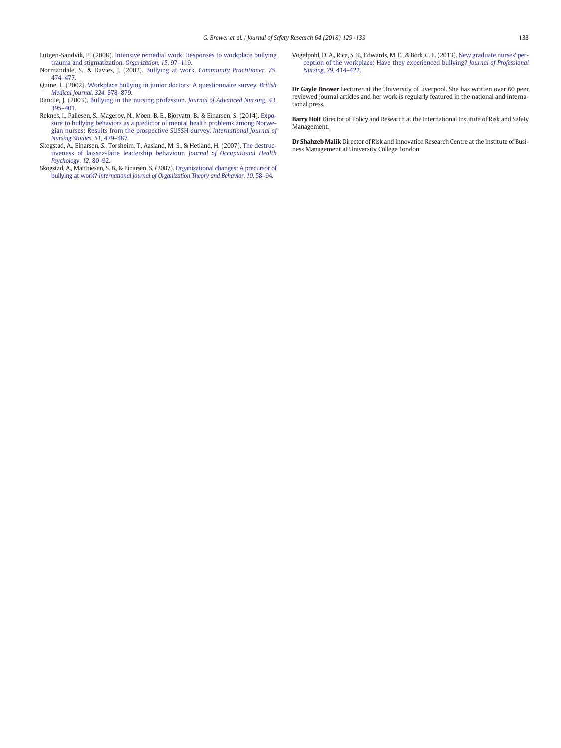Lutgen-Sandvik, P. (2008). Intensive remedial work: Responses to workplace bullying trauma and stigmatization. *Organization*, *15*, 97–119.

Normandale, S., & Davies, J. (2002). Bullying at work. *Community Practitioner*, *75*, 474–477.

Quine, L. (2002). Workplace bullying in junior doctors: A questionnaire survey. *British Medical Journal*, *324*, 878–879.

Randle, J. (2003). Bullying in the nursing profession. *Journal of Advanced Nursing*, *43*, 395–401.

Reknes, I., Pallesen, S., Mageroy, N., Moen, B. E., Bjorvatn, B., & Einarsen, S. (2014). Exposure to bullying behaviors as a predictor of mental health problems among Norwegian nurses: Results from the prospective SUSSH-survey. *International Journal of Nursing Studies*, *51*, 479–487.

Skogstad, A., Einarsen, S., Torsheim, T., Aasland, M. S., & Hetland, H. (2007). The destructiveness of laissez-faire leadership behaviour. *Journal of Occupational Health Psychology*, *12*, 80–92.

Skogstad, A., Matthiesen, S. B., & Einarsen, S. (2007). Organizational changes: A precursor of bullying at work? *International Journal of Organization Theory and Behavior*, *10*, 58–94.

Vogelpohl, D. A., Rice, S. K., Edwards, M. E., & Bork, C. E. (2013). New graduate nurses' perception of the workplace: Have they experienced bullying? *Journal of Professional Nursing*, *29*, 414–422.

**Dr Gayle Brewer** Lecturer at the University of Liverpool. She has written over 60 peer reviewed journal articles and her work is regularly featured in the national and international press.

**Barry Holt** Director of Policy and Research at the International Institute of Risk and Safety Management.

**Dr Shahzeb Malik** Director of Risk and Innovation Research Centre at the Institute of Business Management at University College London.